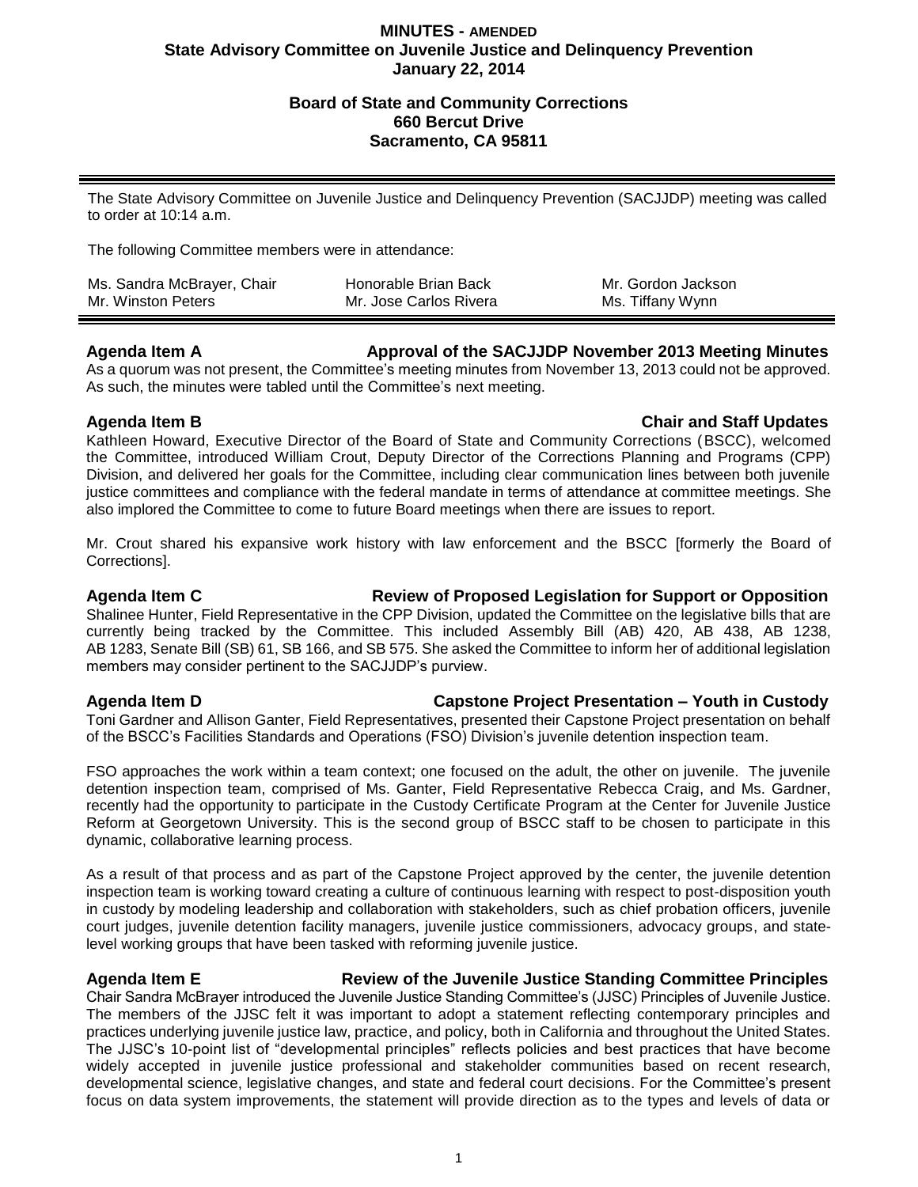# MINUTES - AMENDED
## State Advisory Committee on Juvenile Justice and Delinquency Prevention
## January 22, 2014

**Board of State and Community Corrections**
**660 Bercut Drive**
**Sacramento, CA 95811**

---

The State Advisory Committee on Juvenile Justice and Delinquency Prevention (SACJJDP) meeting was called to order at 10:14 a.m.

The following Committee members were in attendance:

| | | |
|---|---|---|
| Ms. Sandra McBrayer, Chair | Honorable Brian Back | Mr. Gordon Jackson |
| Mr. Winston Peters | Mr. Jose Carlos Rivera | Ms. Tiffany Wynn |

---

### Agenda Item A — Approval of the SACJJDP November 2013 Meeting Minutes

As a quorum was not present, the Committee's meeting minutes from November 13, 2013 could not be approved. As such, the minutes were tabled until the Committee's next meeting.

### Agenda Item B — Chair and Staff Updates

Kathleen Howard, Executive Director of the Board of State and Community Corrections (BSCC), welcomed the Committee, introduced William Crout, Deputy Director of the Corrections Planning and Programs (CPP) Division, and delivered her goals for the Committee, including clear communication lines between both juvenile justice committees and compliance with the federal mandate in terms of attendance at committee meetings. She also implored the Committee to come to future Board meetings when there are issues to report.

Mr. Crout shared his expansive work history with law enforcement and the BSCC [formerly the Board of Corrections].

### Agenda Item C — Review of Proposed Legislation for Support or Opposition

Shalinee Hunter, Field Representative in the CPP Division, updated the Committee on the legislative bills that are currently being tracked by the Committee. This included Assembly Bill (AB) 420, AB 438, AB 1238, AB 1283, Senate Bill (SB) 61, SB 166, and SB 575. She asked the Committee to inform her of additional legislation members may consider pertinent to the SACJJDP's purview.

### Agenda Item D — Capstone Project Presentation – Youth in Custody

Toni Gardner and Allison Ganter, Field Representatives, presented their Capstone Project presentation on behalf of the BSCC's Facilities Standards and Operations (FSO) Division's juvenile detention inspection team.

FSO approaches the work within a team context; one focused on the adult, the other on juvenile. The juvenile detention inspection team, comprised of Ms. Ganter, Field Representative Rebecca Craig, and Ms. Gardner, recently had the opportunity to participate in the Custody Certificate Program at the Center for Juvenile Justice Reform at Georgetown University. This is the second group of BSCC staff to be chosen to participate in this dynamic, collaborative learning process.

As a result of that process and as part of the Capstone Project approved by the center, the juvenile detention inspection team is working toward creating a culture of continuous learning with respect to post-disposition youth in custody by modeling leadership and collaboration with stakeholders, such as chief probation officers, juvenile court judges, juvenile detention facility managers, juvenile justice commissioners, advocacy groups, and state-level working groups that have been tasked with reforming juvenile justice.

### Agenda Item E — Review of the Juvenile Justice Standing Committee Principles

Chair Sandra McBrayer introduced the Juvenile Justice Standing Committee's (JJSC) Principles of Juvenile Justice. The members of the JJSC felt it was important to adopt a statement reflecting contemporary principles and practices underlying juvenile justice law, practice, and policy, both in California and throughout the United States. The JJSC's 10-point list of "developmental principles" reflects policies and best practices that have become widely accepted in juvenile justice professional and stakeholder communities based on recent research, developmental science, legislative changes, and state and federal court decisions. For the Committee's present focus on data system improvements, the statement will provide direction as to the types and levels of data or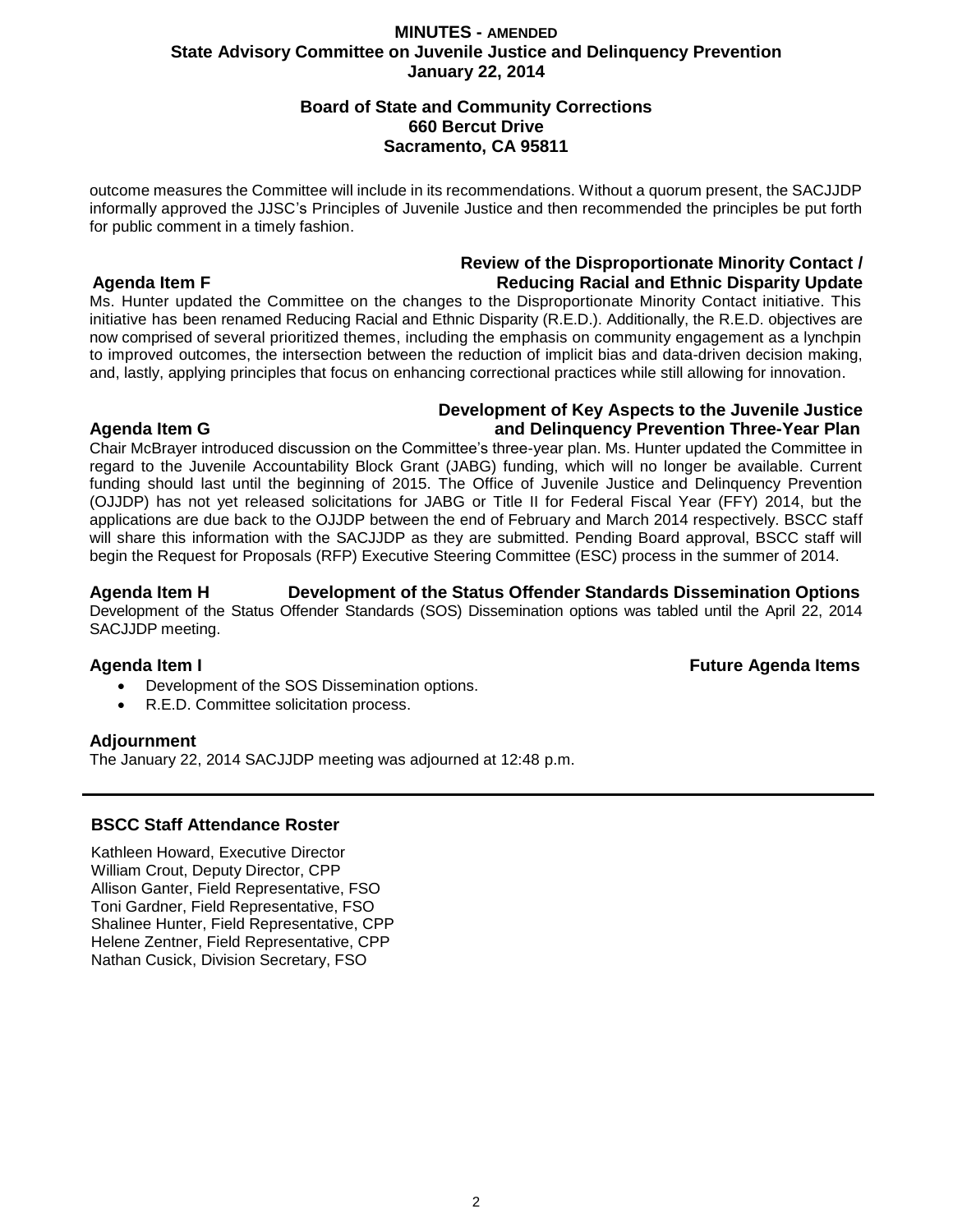outcome measures the Committee will include in its recommendations. Without a quorum present, the SACJJDP informally approved the JJSC's Principles of Juvenile Justice and then recommended the principles be put forth for public comment in a timely fashion.

**Agenda Item F — Review of the Disproportionate Minority Contact / Reducing Racial and Ethnic Disparity Update**

Ms. Hunter updated the Committee on the changes to the Disproportionate Minority Contact initiative. This initiative has been renamed Reducing Racial and Ethnic Disparity (R.E.D.). Additionally, the R.E.D. objectives are now comprised of several prioritized themes, including the emphasis on community engagement as a lynchpin to improved outcomes, the intersection between the reduction of implicit bias and data-driven decision making, and, lastly, applying principles that focus on enhancing correctional practices while still allowing for innovation.

**Agenda Item G — Development of Key Aspects to the Juvenile Justice and Delinquency Prevention Three-Year Plan**

Chair McBrayer introduced discussion on the Committee's three-year plan. Ms. Hunter updated the Committee in regard to the Juvenile Accountability Block Grant (JABG) funding, which will no longer be available. Current funding should last until the beginning of 2015. The Office of Juvenile Justice and Delinquency Prevention (OJJDP) has not yet released solicitations for JABG or Title II for Federal Fiscal Year (FFY) 2014, but the applications are due back to the OJJDP between the end of February and March 2014 respectively. BSCC staff will share this information with the SACJJDP as they are submitted. Pending Board approval, BSCC staff will begin the Request for Proposals (RFP) Executive Steering Committee (ESC) process in the summer of 2014.

**Agenda Item H — Development of the Status Offender Standards Dissemination Options**

Development of the Status Offender Standards (SOS) Dissemination options was tabled until the April 22, 2014 SACJJDP meeting.

**Agenda Item I — Future Agenda Items**

- Development of the SOS Dissemination options.
- R.E.D. Committee solicitation process.

**Adjournment**

The January 22, 2014 SACJJDP meeting was adjourned at 12:48 p.m.

---

**BSCC Staff Attendance Roster**

Kathleen Howard, Executive Director
William Crout, Deputy Director, CPP
Allison Ganter, Field Representative, FSO
Toni Gardner, Field Representative, FSO
Shalinee Hunter, Field Representative, CPP
Helene Zentner, Field Representative, CPP
Nathan Cusick, Division Secretary, FSO